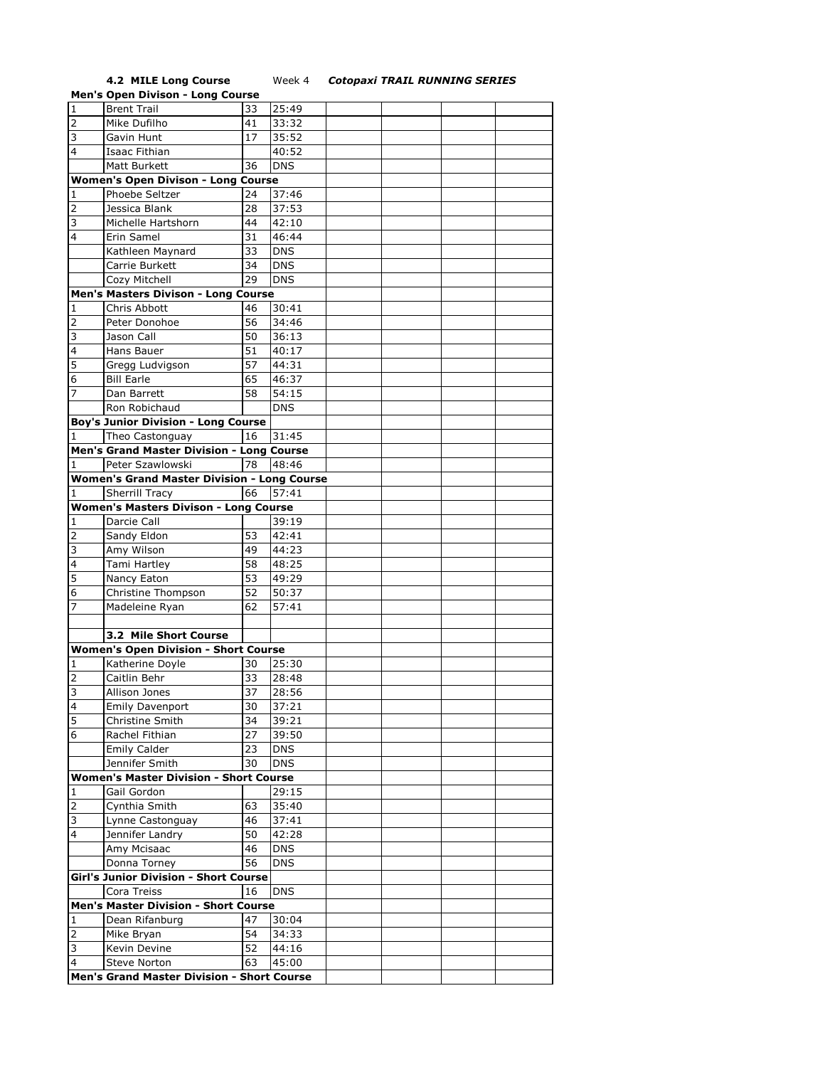**4.2 MILE Long Course** Week 4 ***Cotopaxi TRAIL RUNNING SERIES***

**Men's Open Divison - Long Course**

| | | | |
|---|---|---|---|
| 1 | Brent Trail | 33 | 25:49 |
| 2 | Mike Dufilho | 41 | 33:32 |
| 3 | Gavin Hunt | 17 | 35:52 |
| 4 | Isaac Fithian | | 40:52 |
| | Matt Burkett | 36 | DNS |
| **Women's Open Divison - Long Course** | | | |
| 1 | Phoebe Seltzer | 24 | 37:46 |
| 2 | Jessica Blank | 28 | 37:53 |
| 3 | Michelle Hartshorn | 44 | 42:10 |
| 4 | Erin Samel | 31 | 46:44 |
| | Kathleen Maynard | 33 | DNS |
| | Carrie Burkett | 34 | DNS |
| | Cozy Mitchell | 29 | DNS |
| **Men's Masters Divison - Long Course** | | | |
| 1 | Chris Abbott | 46 | 30:41 |
| 2 | Peter Donohoe | 56 | 34:46 |
| 3 | Jason Call | 50 | 36:13 |
| 4 | Hans Bauer | 51 | 40:17 |
| 5 | Gregg Ludvigson | 57 | 44:31 |
| 6 | Bill Earle | 65 | 46:37 |
| 7 | Dan Barrett | 58 | 54:15 |
| | Ron Robichaud | | DNS |
| **Boy's Junior Division - Long Course** | | | |
| 1 | Theo Castonguay | 16 | 31:45 |
| **Men's Grand Master Division - Long Course** | | | |
| 1 | Peter Szawlowski | 78 | 48:46 |
| **Women's Grand Master Division - Long Course** | | | |
| 1 | Sherrill Tracy | 66 | 57:41 |
| **Women's Masters Divison - Long Course** | | | |
| 1 | Darcie Call | | 39:19 |
| 2 | Sandy Eldon | 53 | 42:41 |
| 3 | Amy Wilson | 49 | 44:23 |
| 4 | Tami Hartley | 58 | 48:25 |
| 5 | Nancy Eaton | 53 | 49:29 |
| 6 | Christine Thompson | 52 | 50:37 |
| 7 | Madeleine Ryan | 62 | 57:41 |
| | | | |
| | **3.2 Mile Short Course** | | |
| **Women's Open Division - Short Course** | | | |
| 1 | Katherine Doyle | 30 | 25:30 |
| 2 | Caitlin Behr | 33 | 28:48 |
| 3 | Allison Jones | 37 | 28:56 |
| 4 | Emily Davenport | 30 | 37:21 |
| 5 | Christine Smith | 34 | 39:21 |
| 6 | Rachel Fithian | 27 | 39:50 |
| | Emily Calder | 23 | DNS |
| | Jennifer Smith | 30 | DNS |
| **Women's Master Division - Short Course** | | | |
| 1 | Gail Gordon | | 29:15 |
| 2 | Cynthia Smith | 63 | 35:40 |
| 3 | Lynne Castonguay | 46 | 37:41 |
| 4 | Jennifer Landry | 50 | 42:28 |
| | Amy Mcisaac | 46 | DNS |
| | Donna Torney | 56 | DNS |
| **Girl's Junior Division - Short Course** | | | |
| | Cora Treiss | 16 | DNS |
| **Men's Master Division - Short Course** | | | |
| 1 | Dean Rifanburg | 47 | 30:04 |
| 2 | Mike Bryan | 54 | 34:33 |
| 3 | Kevin Devine | 52 | 44:16 |
| 4 | Steve Norton | 63 | 45:00 |
| **Men's Grand Master Division - Short Course** | | | |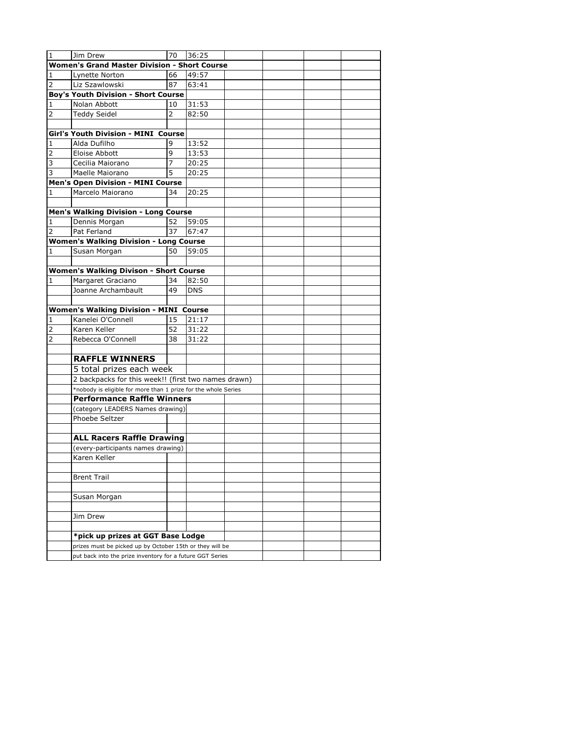| | | | | | | | |
|---|---|---|---|---|---|---|---|
| 1 | Jim Drew | 70 | 36:25 | | | | |
| **Women's Grand Master Division - Short Course** | | | | | | | |
| 1 | Lynette Norton | 66 | 49:57 | | | | |
| 2 | Liz Szawlowski | 87 | 63:41 | | | | |
| **Boy's Youth Division - Short Course** | | | | | | | |
| 1 | Nolan Abbott | 10 | 31:53 | | | | |
| 2 | Teddy Seidel | 2 | 82:50 | | | | |
| | | | | | | | |
| **Girl's Youth Division - MINI Course** | | | | | | | |
| 1 | Alda Dufilho | 9 | 13:52 | | | | |
| 2 | Eloise Abbott | 9 | 13:53 | | | | |
| 3 | Cecilia Maiorano | 7 | 20:25 | | | | |
| 3 | Maelle Maiorano | 5 | 20:25 | | | | |
| **Men's Open Division - MINI Course** | | | | | | | |
| 1 | Marcelo Maiorano | 34 | 20:25 | | | | |
| | | | | | | | |
| **Men's Walking Division - Long Course** | | | | | | | |
| 1 | Dennis Morgan | 52 | 59:05 | | | | |
| 2 | Pat Ferland | 37 | 67:47 | | | | |
| **Women's Walking Division - Long Course** | | | | | | | |
| 1 | Susan Morgan | 50 | 59:05 | | | | |
| | | | | | | | |
| **Women's Walking Divison - Short Course** | | | | | | | |
| 1 | Margaret Graciano | 34 | 82:50 | | | | |
| | Joanne Archambault | 49 | DNS | | | | |
| | | | | | | | |
| **Women's Walking Division - MINI Course** | | | | | | | |
| 1 | Kanelei O'Connell | 15 | 21:17 | | | | |
| 2 | Karen Keller | 52 | 31:22 | | | | |
| 2 | Rebecca O'Connell | 38 | 31:22 | | | | |
| | | | | | | | |
| | **RAFFLE WINNERS** | | | | | | |
| | 5 total prizes each week | | | | | | |
| | 2 backpacks for this week!! (first two names drawn) | | | | | | |
| | *nobody is eligible for more than 1 prize for the whole Series | | | | | | |
| | **Performance Raffle Winners** | | | | | | |
| | (category LEADERS Names drawing) | | | | | | |
| | Phoebe Seltzer | | | | | | |
| | | | | | | | |
| | **ALL Racers Raffle Drawing** | | | | | | |
| | (every-participants names drawing) | | | | | | |
| | Karen Keller | | | | | | |
| | | | | | | | |
| | Brent Trail | | | | | | |
| | | | | | | | |
| | Susan Morgan | | | | | | |
| | | | | | | | |
| | Jim Drew | | | | | | |
| | | | | | | | |
| | ***pick up prizes at GGT Base Lodge** | | | | | | |
| | prizes must be picked up by October 15th or they will be | | | | | | |
| | put back into the prize inventory for a future GGT Series | | | | | | |